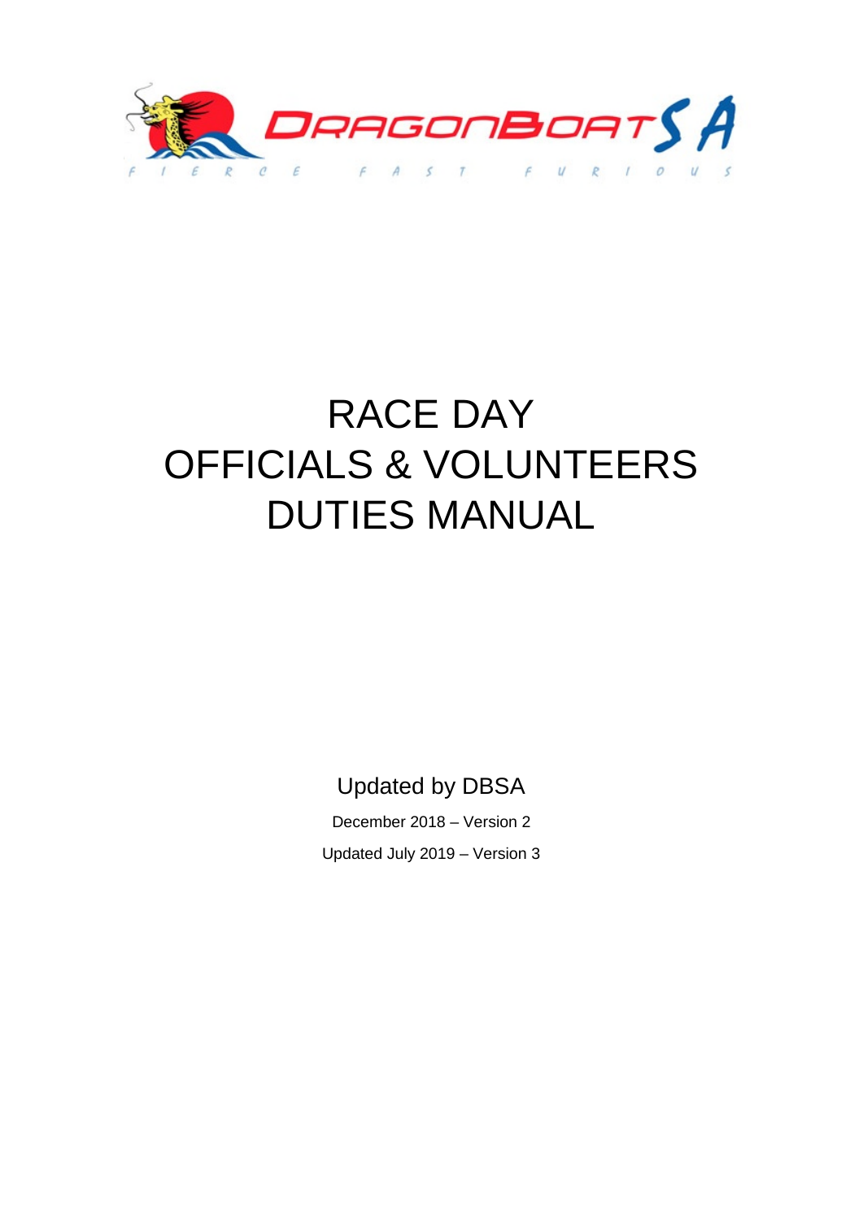DRAGONBOAT SA

F I E R C E   F A S T   F U R I O U S

# RACE DAY
# OFFICIALS & VOLUNTEERS
# DUTIES MANUAL

Updated by DBSA

December 2018 – Version 2

Updated July 2019 – Version 3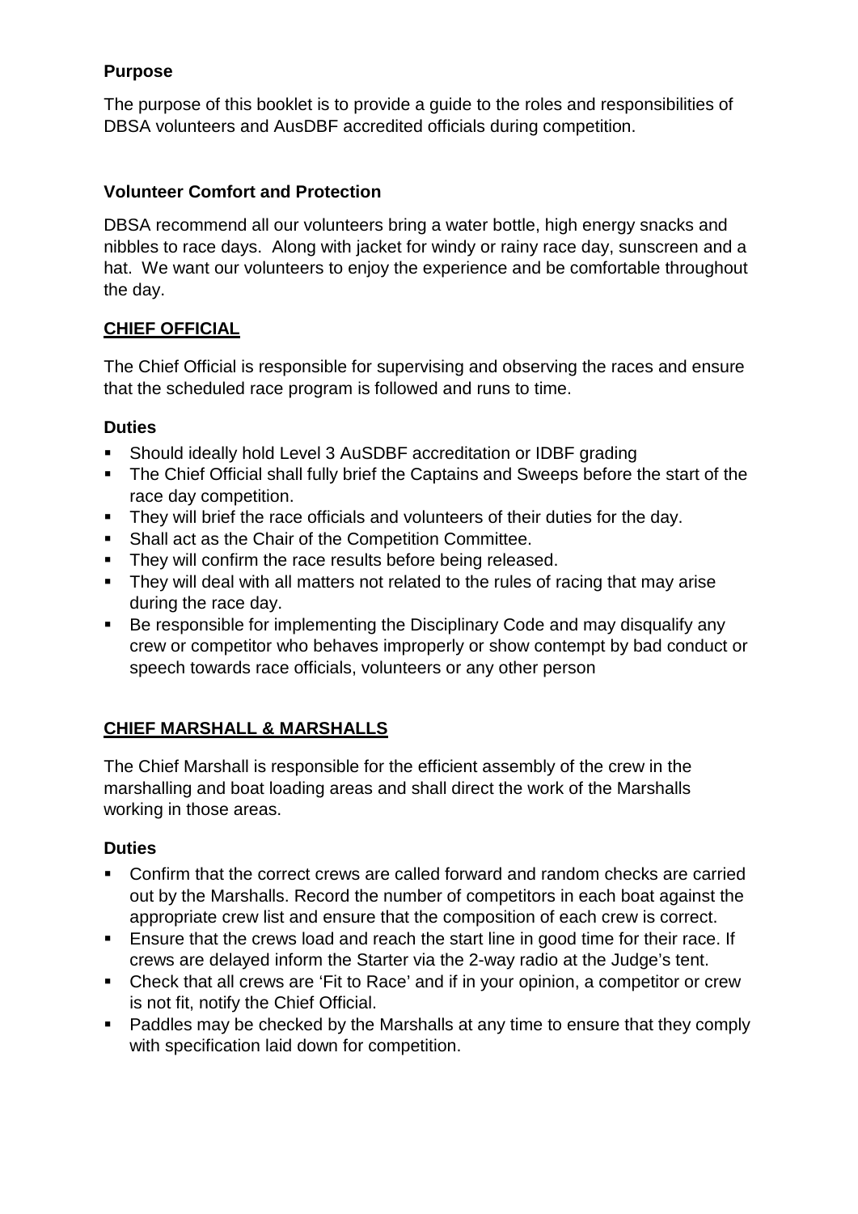**Purpose**

The purpose of this booklet is to provide a guide to the roles and responsibilities of DBSA volunteers and AusDBF accredited officials during competition.

**Volunteer Comfort and Protection**

DBSA recommend all our volunteers bring a water bottle, high energy snacks and nibbles to race days. Along with jacket for windy or rainy race day, sunscreen and a hat. We want our volunteers to enjoy the experience and be comfortable throughout the day.

## CHIEF OFFICIAL

The Chief Official is responsible for supervising and observing the races and ensure that the scheduled race program is followed and runs to time.

**Duties**

- Should ideally hold Level 3 AuSDBF accreditation or IDBF grading
- The Chief Official shall fully brief the Captains and Sweeps before the start of the race day competition.
- They will brief the race officials and volunteers of their duties for the day.
- Shall act as the Chair of the Competition Committee.
- They will confirm the race results before being released.
- They will deal with all matters not related to the rules of racing that may arise during the race day.
- Be responsible for implementing the Disciplinary Code and may disqualify any crew or competitor who behaves improperly or show contempt by bad conduct or speech towards race officials, volunteers or any other person

## CHIEF MARSHALL & MARSHALLS

The Chief Marshall is responsible for the efficient assembly of the crew in the marshalling and boat loading areas and shall direct the work of the Marshalls working in those areas.

**Duties**

- Confirm that the correct crews are called forward and random checks are carried out by the Marshalls. Record the number of competitors in each boat against the appropriate crew list and ensure that the composition of each crew is correct.
- Ensure that the crews load and reach the start line in good time for their race. If crews are delayed inform the Starter via the 2-way radio at the Judge's tent.
- Check that all crews are 'Fit to Race' and if in your opinion, a competitor or crew is not fit, notify the Chief Official.
- Paddles may be checked by the Marshalls at any time to ensure that they comply with specification laid down for competition.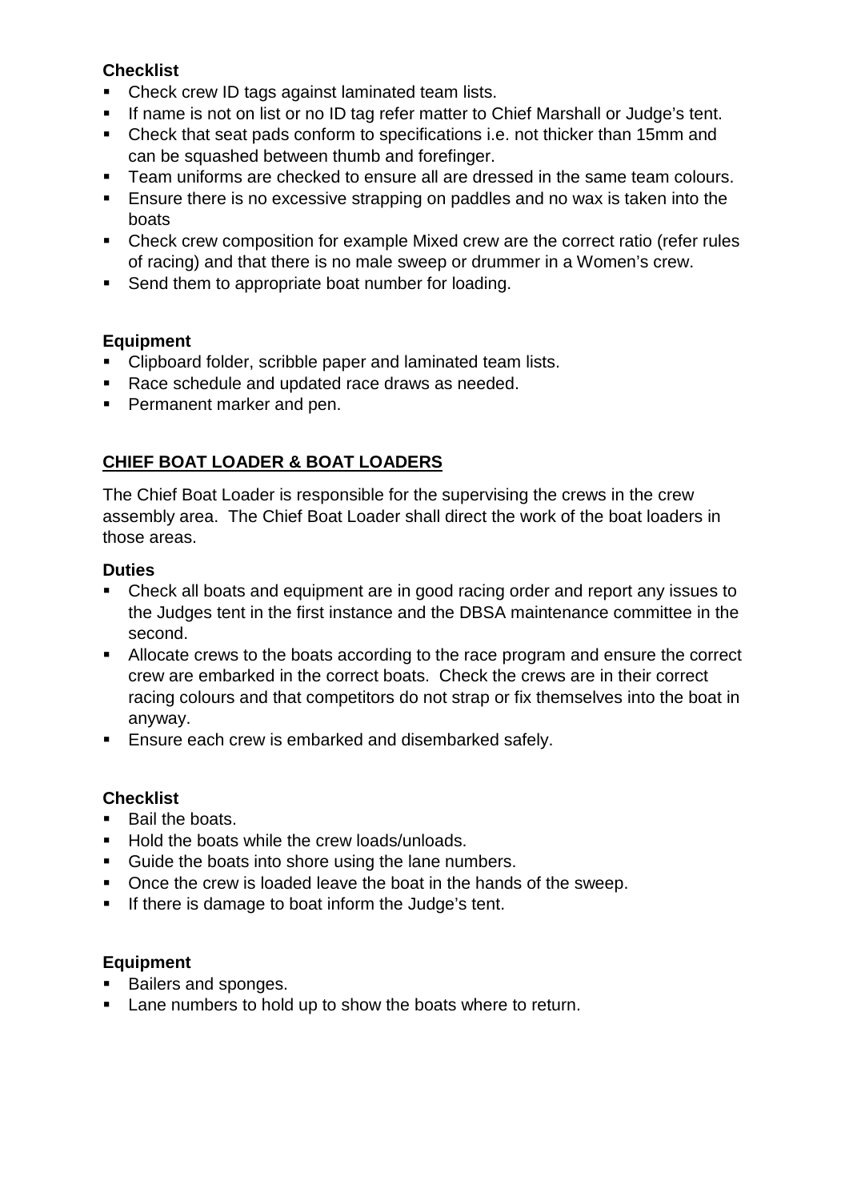**Checklist**

- Check crew ID tags against laminated team lists.
- If name is not on list or no ID tag refer matter to Chief Marshall or Judge's tent.
- Check that seat pads conform to specifications i.e. not thicker than 15mm and can be squashed between thumb and forefinger.
- Team uniforms are checked to ensure all are dressed in the same team colours.
- Ensure there is no excessive strapping on paddles and no wax is taken into the boats
- Check crew composition for example Mixed crew are the correct ratio (refer rules of racing) and that there is no male sweep or drummer in a Women's crew.
- Send them to appropriate boat number for loading.

**Equipment**

- Clipboard folder, scribble paper and laminated team lists.
- Race schedule and updated race draws as needed.
- Permanent marker and pen.

## CHIEF BOAT LOADER & BOAT LOADERS

The Chief Boat Loader is responsible for the supervising the crews in the crew assembly area. The Chief Boat Loader shall direct the work of the boat loaders in those areas.

**Duties**

- Check all boats and equipment are in good racing order and report any issues to the Judges tent in the first instance and the DBSA maintenance committee in the second.
- Allocate crews to the boats according to the race program and ensure the correct crew are embarked in the correct boats. Check the crews are in their correct racing colours and that competitors do not strap or fix themselves into the boat in anyway.
- Ensure each crew is embarked and disembarked safely.

**Checklist**

- Bail the boats.
- Hold the boats while the crew loads/unloads.
- Guide the boats into shore using the lane numbers.
- Once the crew is loaded leave the boat in the hands of the sweep.
- If there is damage to boat inform the Judge's tent.

**Equipment**

- Bailers and sponges.
- Lane numbers to hold up to show the boats where to return.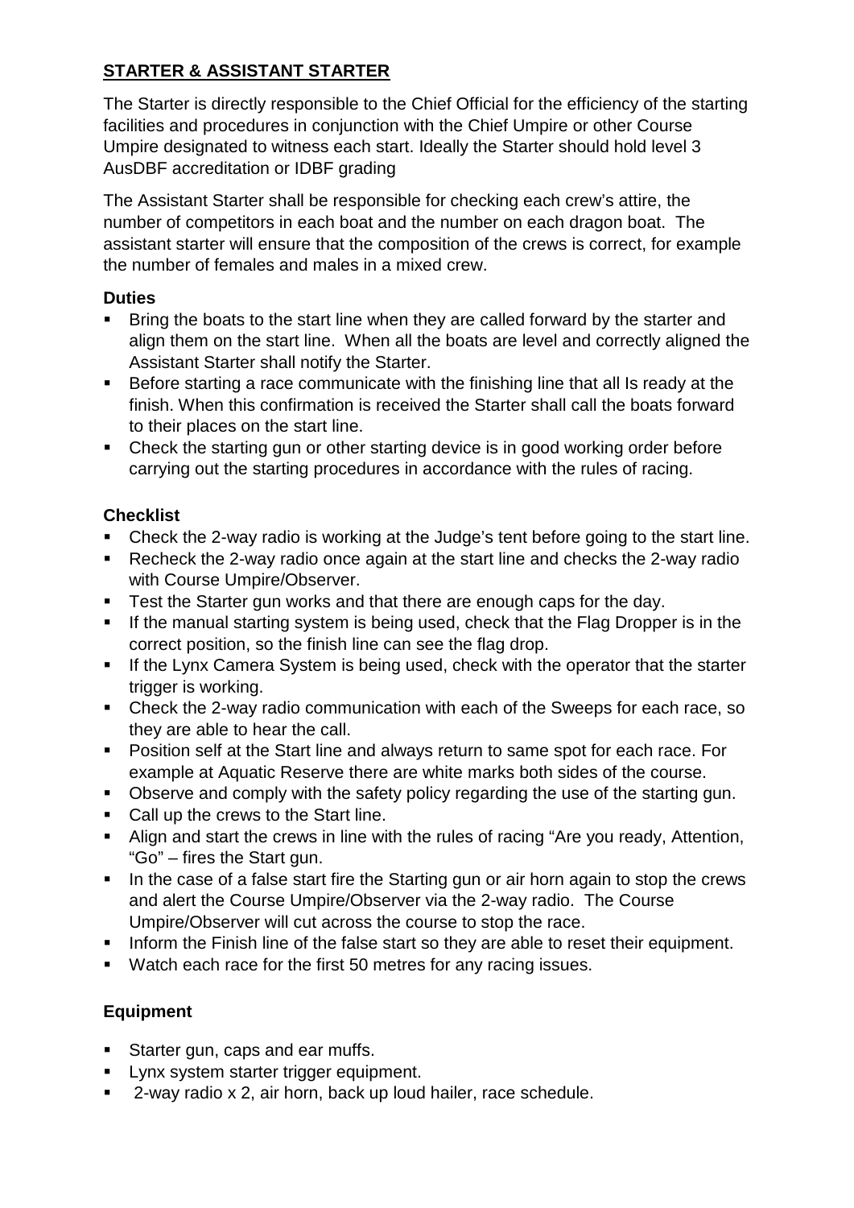**STARTER & ASSISTANT STARTER**

The Starter is directly responsible to the Chief Official for the efficiency of the starting facilities and procedures in conjunction with the Chief Umpire or other Course Umpire designated to witness each start. Ideally the Starter should hold level 3 AusDBF accreditation or IDBF grading

The Assistant Starter shall be responsible for checking each crew's attire, the number of competitors in each boat and the number on each dragon boat. The assistant starter will ensure that the composition of the crews is correct, for example the number of females and males in a mixed crew.

**Duties**

- Bring the boats to the start line when they are called forward by the starter and align them on the start line. When all the boats are level and correctly aligned the Assistant Starter shall notify the Starter.
- Before starting a race communicate with the finishing line that all Is ready at the finish. When this confirmation is received the Starter shall call the boats forward to their places on the start line.
- Check the starting gun or other starting device is in good working order before carrying out the starting procedures in accordance with the rules of racing.

**Checklist**

- Check the 2-way radio is working at the Judge's tent before going to the start line.
- Recheck the 2-way radio once again at the start line and checks the 2-way radio with Course Umpire/Observer.
- Test the Starter gun works and that there are enough caps for the day.
- If the manual starting system is being used, check that the Flag Dropper is in the correct position, so the finish line can see the flag drop.
- If the Lynx Camera System is being used, check with the operator that the starter trigger is working.
- Check the 2-way radio communication with each of the Sweeps for each race, so they are able to hear the call.
- Position self at the Start line and always return to same spot for each race. For example at Aquatic Reserve there are white marks both sides of the course.
- Observe and comply with the safety policy regarding the use of the starting gun.
- Call up the crews to the Start line.
- Align and start the crews in line with the rules of racing "Are you ready, Attention, "Go" – fires the Start gun.
- In the case of a false start fire the Starting gun or air horn again to stop the crews and alert the Course Umpire/Observer via the 2-way radio. The Course Umpire/Observer will cut across the course to stop the race.
- Inform the Finish line of the false start so they are able to reset their equipment.
- Watch each race for the first 50 metres for any racing issues.

**Equipment**

- Starter gun, caps and ear muffs.
- Lynx system starter trigger equipment.
- 2-way radio x 2, air horn, back up loud hailer, race schedule.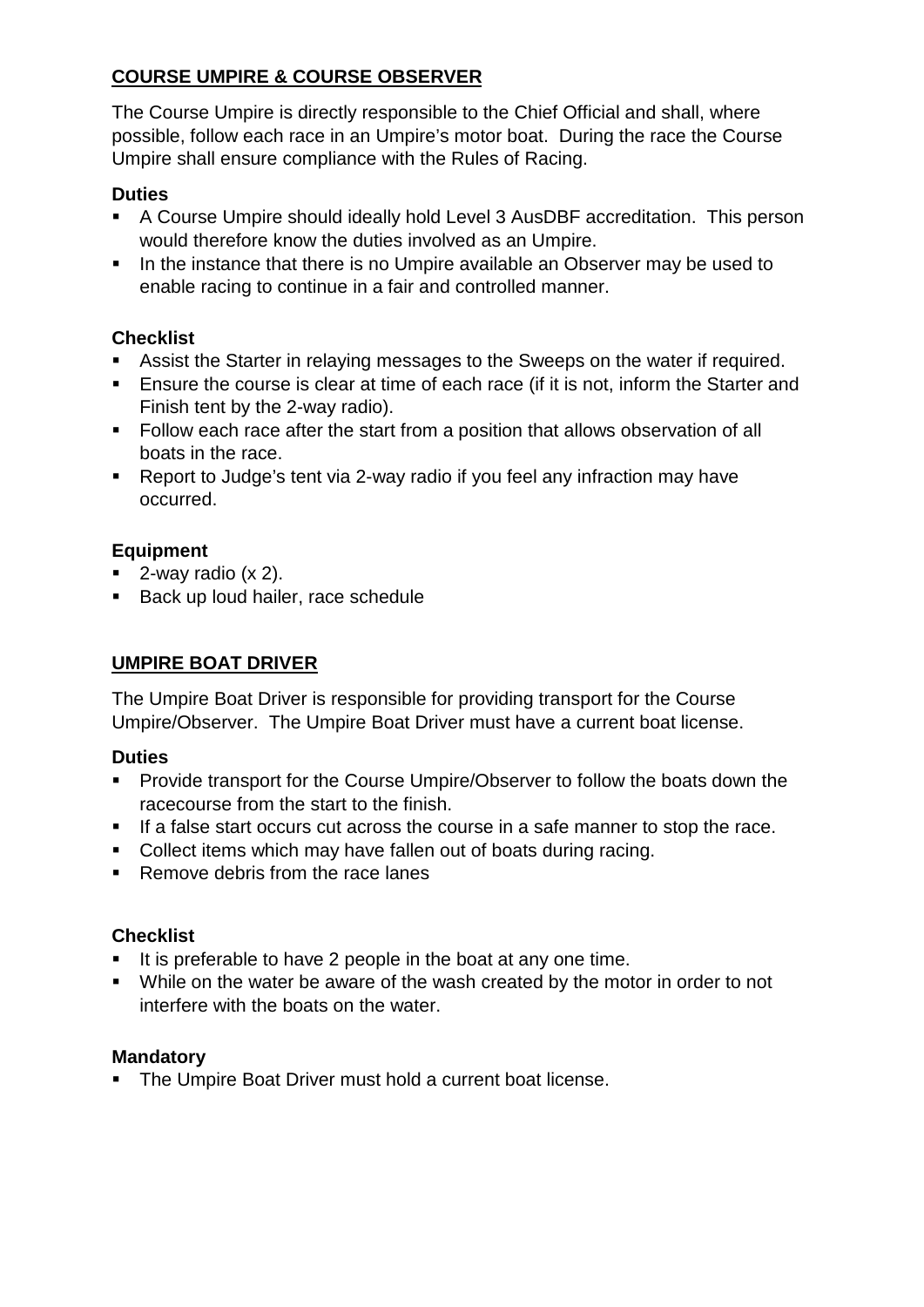## COURSE UMPIRE & COURSE OBSERVER

The Course Umpire is directly responsible to the Chief Official and shall, where possible, follow each race in an Umpire's motor boat. During the race the Course Umpire shall ensure compliance with the Rules of Racing.

### Duties

- A Course Umpire should ideally hold Level 3 AusDBF accreditation. This person would therefore know the duties involved as an Umpire.
- In the instance that there is no Umpire available an Observer may be used to enable racing to continue in a fair and controlled manner.

### Checklist

- Assist the Starter in relaying messages to the Sweeps on the water if required.
- Ensure the course is clear at time of each race (if it is not, inform the Starter and Finish tent by the 2-way radio).
- Follow each race after the start from a position that allows observation of all boats in the race.
- Report to Judge's tent via 2-way radio if you feel any infraction may have occurred.

### Equipment

- 2-way radio (x 2).
- Back up loud hailer, race schedule

## UMPIRE BOAT DRIVER

The Umpire Boat Driver is responsible for providing transport for the Course Umpire/Observer. The Umpire Boat Driver must have a current boat license.

### Duties

- Provide transport for the Course Umpire/Observer to follow the boats down the racecourse from the start to the finish.
- If a false start occurs cut across the course in a safe manner to stop the race.
- Collect items which may have fallen out of boats during racing.
- Remove debris from the race lanes

### Checklist

- It is preferable to have 2 people in the boat at any one time.
- While on the water be aware of the wash created by the motor in order to not interfere with the boats on the water.

### Mandatory

- The Umpire Boat Driver must hold a current boat license.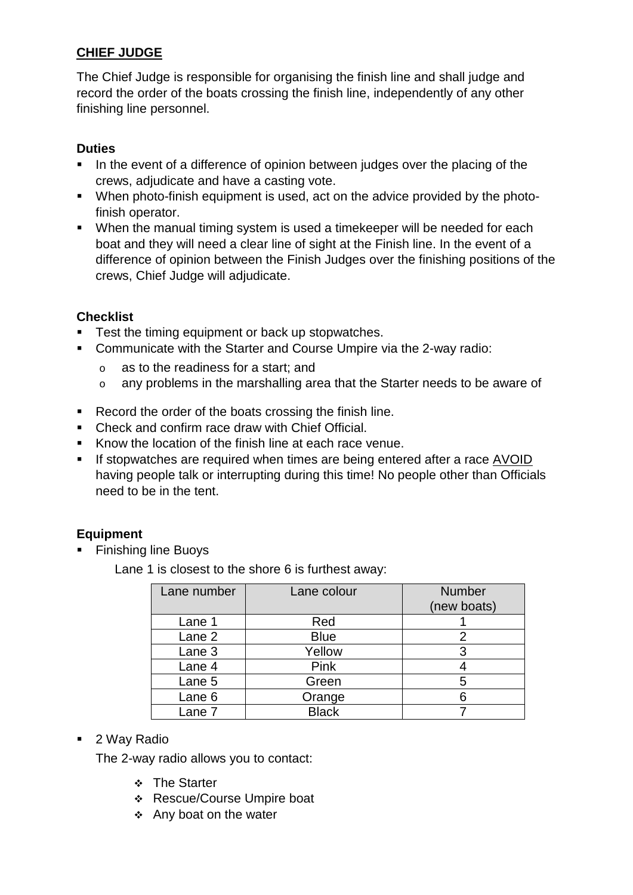## CHIEF JUDGE

The Chief Judge is responsible for organising the finish line and shall judge and record the order of the boats crossing the finish line, independently of any other finishing line personnel.

### Duties

- In the event of a difference of opinion between judges over the placing of the crews, adjudicate and have a casting vote.
- When photo-finish equipment is used, act on the advice provided by the photo-finish operator.
- When the manual timing system is used a timekeeper will be needed for each boat and they will need a clear line of sight at the Finish line. In the event of a difference of opinion between the Finish Judges over the finishing positions of the crews, Chief Judge will adjudicate.

### Checklist

- Test the timing equipment or back up stopwatches.
- Communicate with the Starter and Course Umpire via the 2-way radio:
  - as to the readiness for a start; and
  - any problems in the marshalling area that the Starter needs to be aware of
- Record the order of the boats crossing the finish line.
- Check and confirm race draw with Chief Official.
- Know the location of the finish line at each race venue.
- If stopwatches are required when times are being entered after a race AVOID having people talk or interrupting during this time! No people other than Officials need to be in the tent.

### Equipment

- Finishing line Buoys

  Lane 1 is closest to the shore 6 is furthest away:

  | Lane number | Lane colour | Number (new boats) |
  |---|---|---|
  | Lane 1 | Red | 1 |
  | Lane 2 | Blue | 2 |
  | Lane 3 | Yellow | 3 |
  | Lane 4 | Pink | 4 |
  | Lane 5 | Green | 5 |
  | Lane 6 | Orange | 6 |
  | Lane 7 | Black | 7 |

- 2 Way Radio

  The 2-way radio allows you to contact:

  - The Starter
  - Rescue/Course Umpire boat
  - Any boat on the water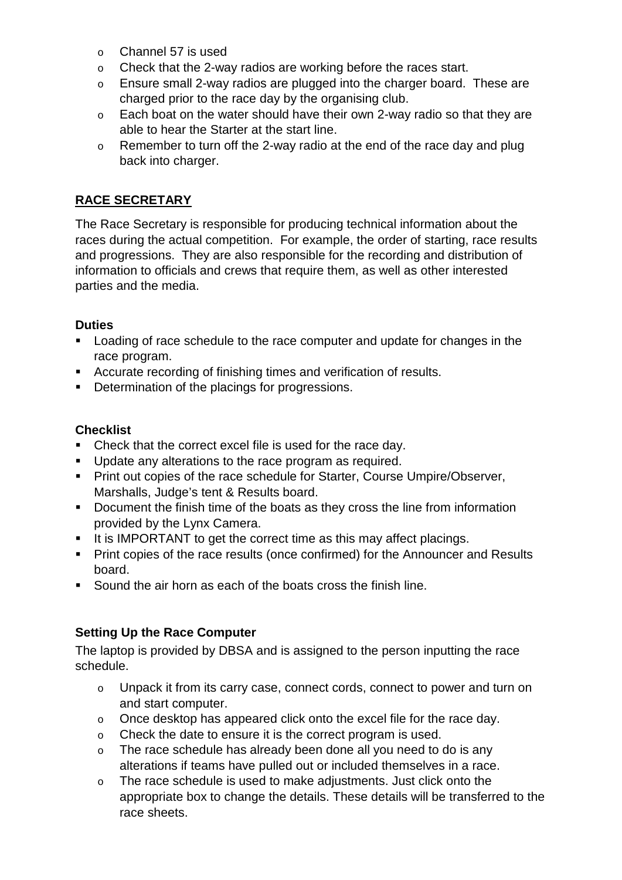- Channel 57 is used
- Check that the 2-way radios are working before the races start.
- Ensure small 2-way radios are plugged into the charger board. These are charged prior to the race day by the organising club.
- Each boat on the water should have their own 2-way radio so that they are able to hear the Starter at the start line.
- Remember to turn off the 2-way radio at the end of the race day and plug back into charger.

## RACE SECRETARY

The Race Secretary is responsible for producing technical information about the races during the actual competition. For example, the order of starting, race results and progressions. They are also responsible for the recording and distribution of information to officials and crews that require them, as well as other interested parties and the media.

### Duties

- Loading of race schedule to the race computer and update for changes in the race program.
- Accurate recording of finishing times and verification of results.
- Determination of the placings for progressions.

### Checklist

- Check that the correct excel file is used for the race day.
- Update any alterations to the race program as required.
- Print out copies of the race schedule for Starter, Course Umpire/Observer, Marshalls, Judge's tent & Results board.
- Document the finish time of the boats as they cross the line from information provided by the Lynx Camera.
- It is IMPORTANT to get the correct time as this may affect placings.
- Print copies of the race results (once confirmed) for the Announcer and Results board.
- Sound the air horn as each of the boats cross the finish line.

### Setting Up the Race Computer

The laptop is provided by DBSA and is assigned to the person inputting the race schedule.

- Unpack it from its carry case, connect cords, connect to power and turn on and start computer.
- Once desktop has appeared click onto the excel file for the race day.
- Check the date to ensure it is the correct program is used.
- The race schedule has already been done all you need to do is any alterations if teams have pulled out or included themselves in a race.
- The race schedule is used to make adjustments. Just click onto the appropriate box to change the details. These details will be transferred to the race sheets.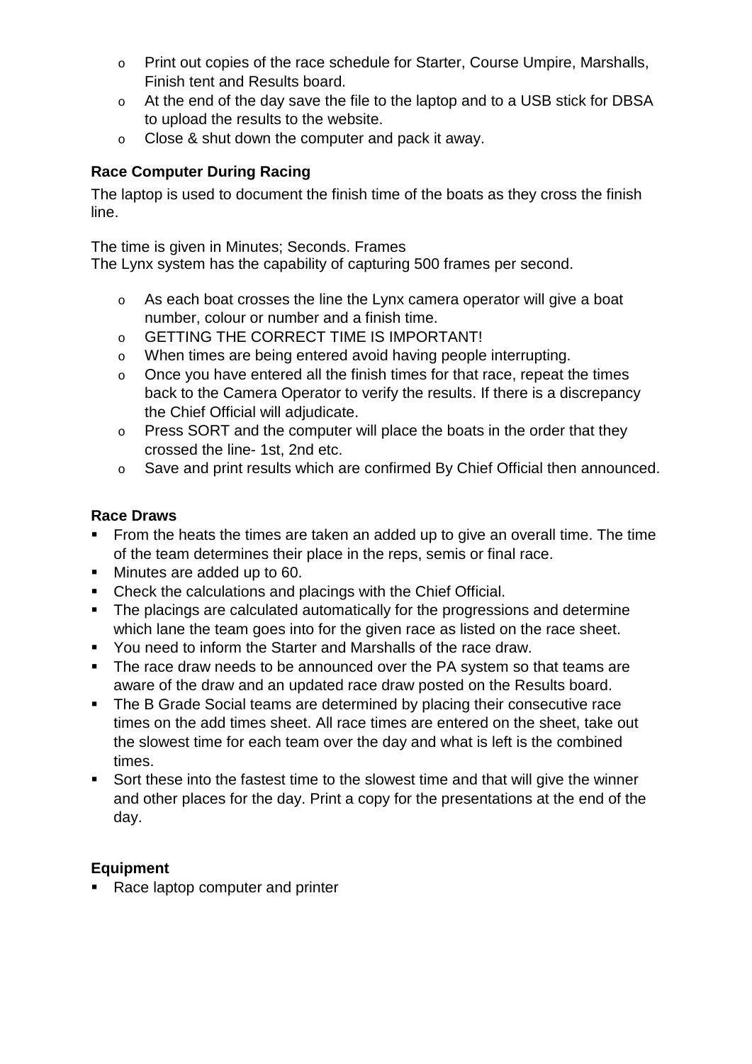- Print out copies of the race schedule for Starter, Course Umpire, Marshalls, Finish tent and Results board.
- At the end of the day save the file to the laptop and to a USB stick for DBSA to upload the results to the website.
- Close & shut down the computer and pack it away.

**Race Computer During Racing**

The laptop is used to document the finish time of the boats as they cross the finish line.

The time is given in Minutes; Seconds. Frames
The Lynx system has the capability of capturing 500 frames per second.

- As each boat crosses the line the Lynx camera operator will give a boat number, colour or number and a finish time.
- GETTING THE CORRECT TIME IS IMPORTANT!
- When times are being entered avoid having people interrupting.
- Once you have entered all the finish times for that race, repeat the times back to the Camera Operator to verify the results. If there is a discrepancy the Chief Official will adjudicate.
- Press SORT and the computer will place the boats in the order that they crossed the line- 1st, 2nd etc.
- Save and print results which are confirmed By Chief Official then announced.

**Race Draws**

- From the heats the times are taken an added up to give an overall time. The time of the team determines their place in the reps, semis or final race.
- Minutes are added up to 60.
- Check the calculations and placings with the Chief Official.
- The placings are calculated automatically for the progressions and determine which lane the team goes into for the given race as listed on the race sheet.
- You need to inform the Starter and Marshalls of the race draw.
- The race draw needs to be announced over the PA system so that teams are aware of the draw and an updated race draw posted on the Results board.
- The B Grade Social teams are determined by placing their consecutive race times on the add times sheet. All race times are entered on the sheet, take out the slowest time for each team over the day and what is left is the combined times.
- Sort these into the fastest time to the slowest time and that will give the winner and other places for the day. Print a copy for the presentations at the end of the day.

**Equipment**

- Race laptop computer and printer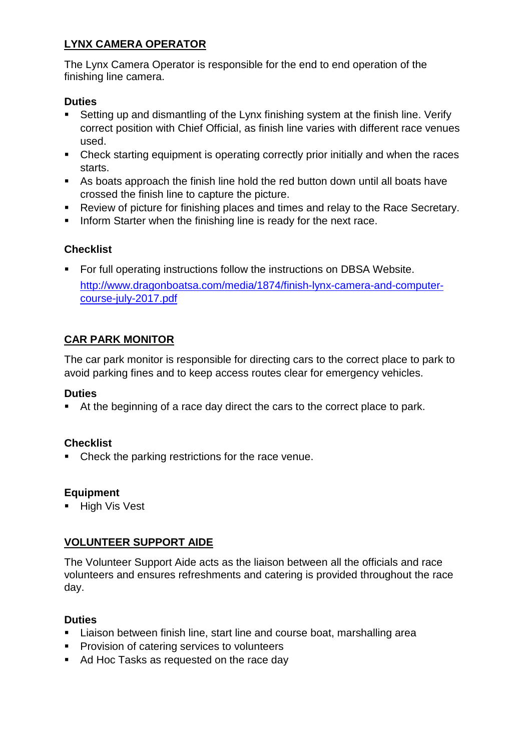## LYNX CAMERA OPERATOR

The Lynx Camera Operator is responsible for the end to end operation of the finishing line camera.

### Duties

- Setting up and dismantling of the Lynx finishing system at the finish line. Verify correct position with Chief Official, as finish line varies with different race venues used.
- Check starting equipment is operating correctly prior initially and when the races starts.
- As boats approach the finish line hold the red button down until all boats have crossed the finish line to capture the picture.
- Review of picture for finishing places and times and relay to the Race Secretary.
- Inform Starter when the finishing line is ready for the next race.

### Checklist

- For full operating instructions follow the instructions on DBSA Website.
  http://www.dragonboatsa.com/media/1874/finish-lynx-camera-and-computer-course-july-2017.pdf

## CAR PARK MONITOR

The car park monitor is responsible for directing cars to the correct place to park to avoid parking fines and to keep access routes clear for emergency vehicles.

### Duties

- At the beginning of a race day direct the cars to the correct place to park.

### Checklist

- Check the parking restrictions for the race venue.

### Equipment

- High Vis Vest

## VOLUNTEER SUPPORT AIDE

The Volunteer Support Aide acts as the liaison between all the officials and race volunteers and ensures refreshments and catering is provided throughout the race day.

### Duties

- Liaison between finish line, start line and course boat, marshalling area
- Provision of catering services to volunteers
- Ad Hoc Tasks as requested on the race day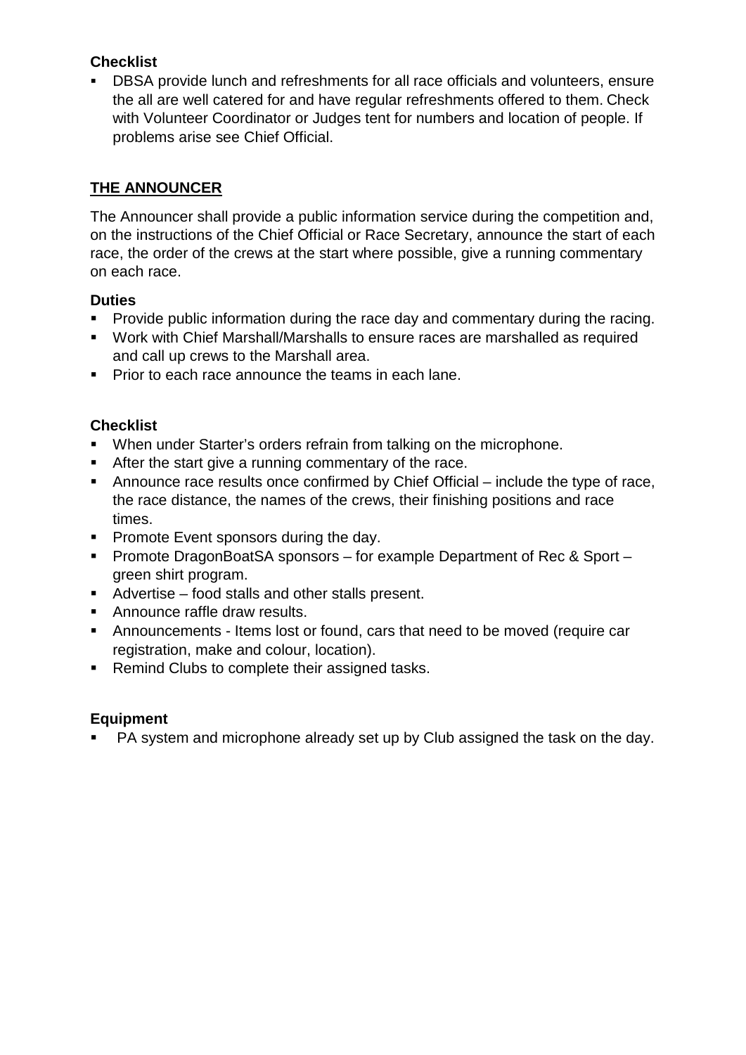**Checklist**

- DBSA provide lunch and refreshments for all race officials and volunteers, ensure the all are well catered for and have regular refreshments offered to them. Check with Volunteer Coordinator or Judges tent for numbers and location of people. If problems arise see Chief Official.

## THE ANNOUNCER

The Announcer shall provide a public information service during the competition and, on the instructions of the Chief Official or Race Secretary, announce the start of each race, the order of the crews at the start where possible, give a running commentary on each race.

**Duties**

- Provide public information during the race day and commentary during the racing.
- Work with Chief Marshall/Marshalls to ensure races are marshalled as required and call up crews to the Marshall area.
- Prior to each race announce the teams in each lane.

**Checklist**

- When under Starter's orders refrain from talking on the microphone.
- After the start give a running commentary of the race.
- Announce race results once confirmed by Chief Official – include the type of race, the race distance, the names of the crews, their finishing positions and race times.
- Promote Event sponsors during the day.
- Promote DragonBoatSA sponsors – for example Department of Rec & Sport – green shirt program.
- Advertise – food stalls and other stalls present.
- Announce raffle draw results.
- Announcements - Items lost or found, cars that need to be moved (require car registration, make and colour, location).
- Remind Clubs to complete their assigned tasks.

**Equipment**

- PA system and microphone already set up by Club assigned the task on the day.